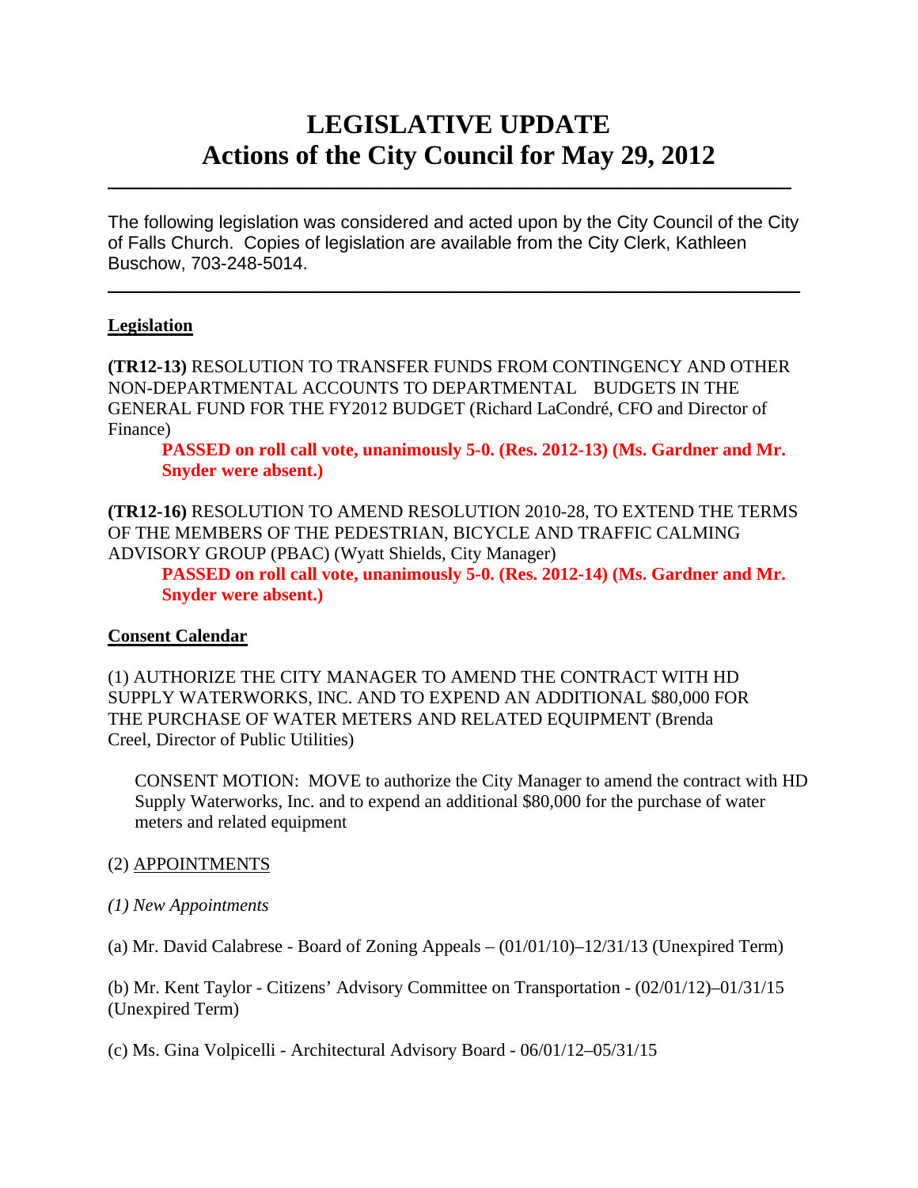# LEGISLATIVE UPDATE
# Actions of the City Council for May 29, 2012

---

The following legislation was considered and acted upon by the City Council of the City of Falls Church. Copies of legislation are available from the City Clerk, Kathleen Buschow, 703-248-5014.

---

**Legislation**

**(TR12-13)** RESOLUTION TO TRANSFER FUNDS FROM CONTINGENCY AND OTHER NON-DEPARTMENTAL ACCOUNTS TO DEPARTMENTAL BUDGETS IN THE GENERAL FUND FOR THE FY2012 BUDGET (Richard LaCondré, CFO and Director of Finance)

> **PASSED on roll call vote, unanimously 5-0. (Res. 2012-13) (Ms. Gardner and Mr. Snyder were absent.)**

**(TR12-16)** RESOLUTION TO AMEND RESOLUTION 2010-28, TO EXTEND THE TERMS OF THE MEMBERS OF THE PEDESTRIAN, BICYCLE AND TRAFFIC CALMING ADVISORY GROUP (PBAC) (Wyatt Shields, City Manager)

> **PASSED on roll call vote, unanimously 5-0. (Res. 2012-14) (Ms. Gardner and Mr. Snyder were absent.)**

**Consent Calendar**

(1) AUTHORIZE THE CITY MANAGER TO AMEND THE CONTRACT WITH HD SUPPLY WATERWORKS, INC. AND TO EXPEND AN ADDITIONAL $80,000 FOR THE PURCHASE OF WATER METERS AND RELATED EQUIPMENT (Brenda Creel, Director of Public Utilities)

> CONSENT MOTION: MOVE to authorize the City Manager to amend the contract with HD Supply Waterworks, Inc. and to expend an additional $80,000 for the purchase of water meters and related equipment

(2) APPOINTMENTS

*(1) New Appointments*

(a) Mr. David Calabrese - Board of Zoning Appeals – (01/01/10)–12/31/13 (Unexpired Term)

(b) Mr. Kent Taylor - Citizens' Advisory Committee on Transportation - (02/01/12)–01/31/15 (Unexpired Term)

(c) Ms. Gina Volpicelli - Architectural Advisory Board - 06/01/12–05/31/15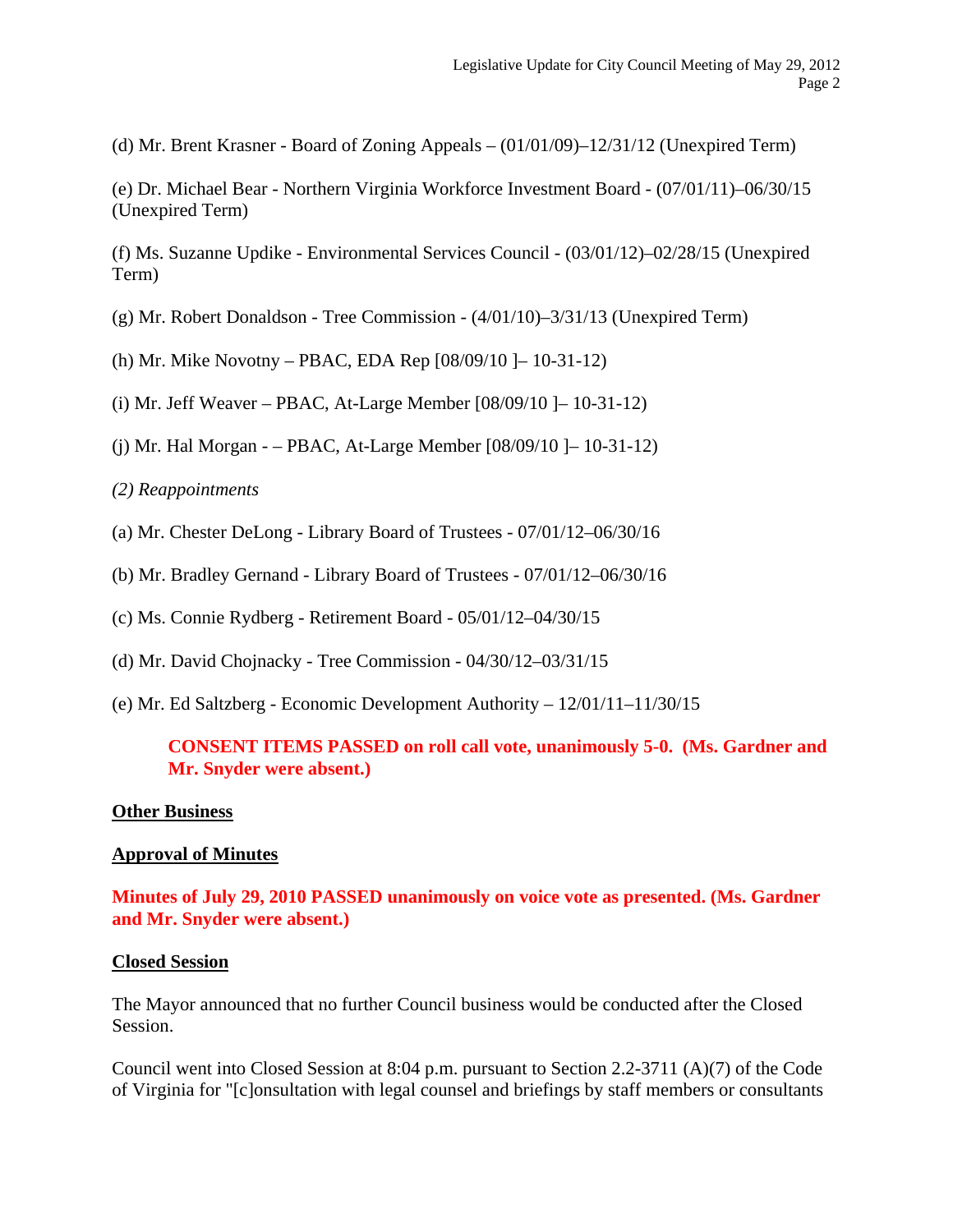(d) Mr. Brent Krasner - Board of Zoning Appeals – (01/01/09)–12/31/12 (Unexpired Term)

(e) Dr. Michael Bear - Northern Virginia Workforce Investment Board - (07/01/11)–06/30/15 (Unexpired Term)

(f) Ms. Suzanne Updike - Environmental Services Council - (03/01/12)–02/28/15 (Unexpired Term)

(g) Mr. Robert Donaldson - Tree Commission - (4/01/10)–3/31/13 (Unexpired Term)

(h) Mr. Mike Novotny – PBAC, EDA Rep [08/09/10 ]– 10-31-12)

(i) Mr. Jeff Weaver – PBAC, At-Large Member [08/09/10 ]– 10-31-12)

(j) Mr. Hal Morgan - – PBAC, At-Large Member [08/09/10 ]– 10-31-12)

*(2) Reappointments*

(a) Mr. Chester DeLong - Library Board of Trustees - 07/01/12–06/30/16

(b) Mr. Bradley Gernand - Library Board of Trustees - 07/01/12–06/30/16

(c) Ms. Connie Rydberg - Retirement Board - 05/01/12–04/30/15

(d) Mr. David Chojnacky - Tree Commission - 04/30/12–03/31/15

(e) Mr. Ed Saltzberg - Economic Development Authority – 12/01/11–11/30/15

> **CONSENT ITEMS PASSED on roll call vote, unanimously 5-0. (Ms. Gardner and Mr. Snyder were absent.)**

**Other Business**

**Approval of Minutes**

**Minutes of July 29, 2010 PASSED unanimously on voice vote as presented. (Ms. Gardner and Mr. Snyder were absent.)**

**Closed Session**

The Mayor announced that no further Council business would be conducted after the Closed Session.

Council went into Closed Session at 8:04 p.m. pursuant to Section 2.2-3711 (A)(7) of the Code of Virginia for "[c]onsultation with legal counsel and briefings by staff members or consultants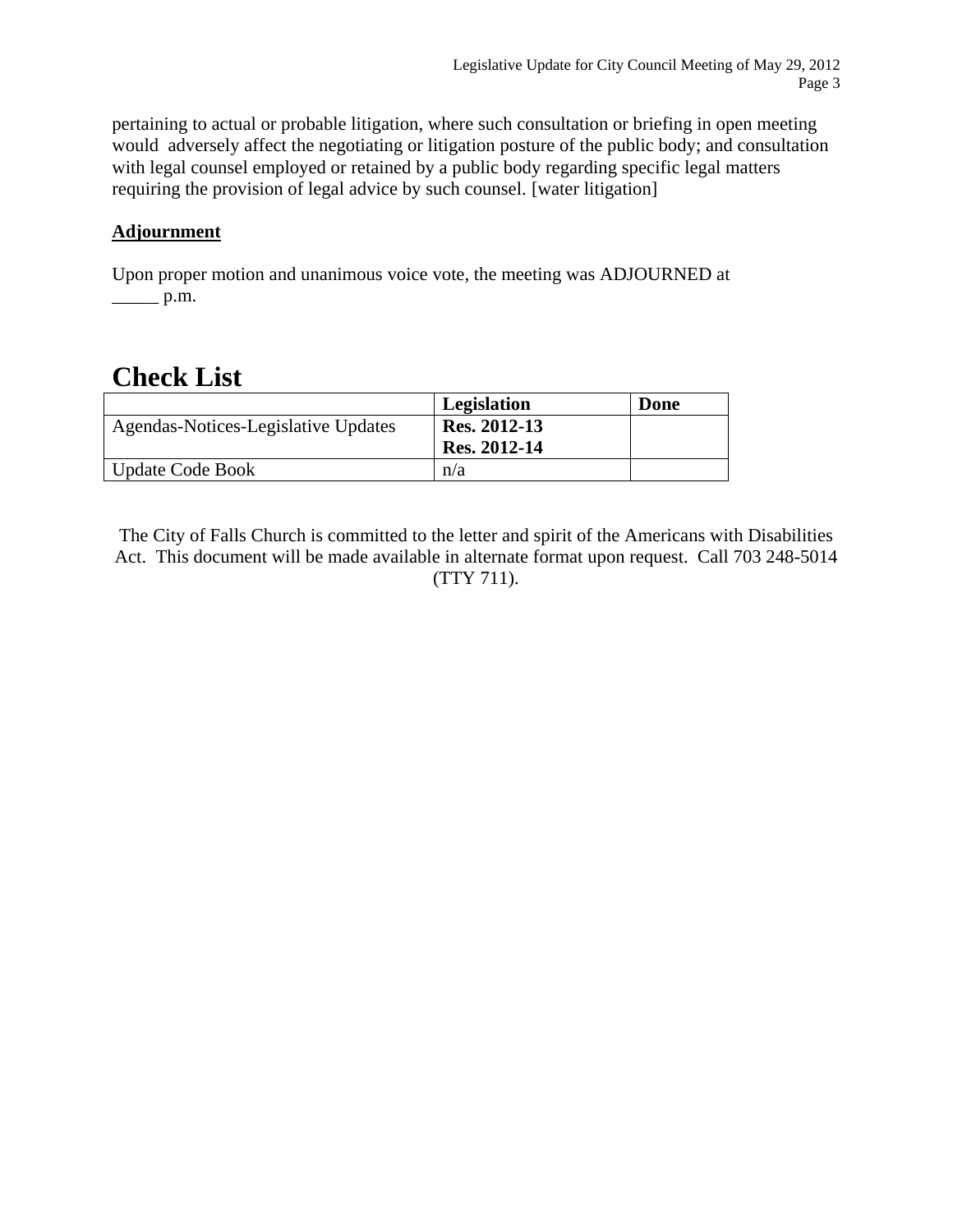pertaining to actual or probable litigation, where such consultation or briefing in open meeting would adversely affect the negotiating or litigation posture of the public body; and consultation with legal counsel employed or retained by a public body regarding specific legal matters requiring the provision of legal advice by such counsel. [water litigation]

**Adjournment**

Upon proper motion and unanimous voice vote, the meeting was ADJOURNED at _____ p.m.

# Check List

| | **Legislation** | **Done** |
|---|---|---|
| Agendas-Notices-Legislative Updates | **Res. 2012-13**<br>**Res. 2012-14** | |
| Update Code Book | n/a | |

The City of Falls Church is committed to the letter and spirit of the Americans with Disabilities Act. This document will be made available in alternate format upon request. Call 703 248-5014 (TTY 711).